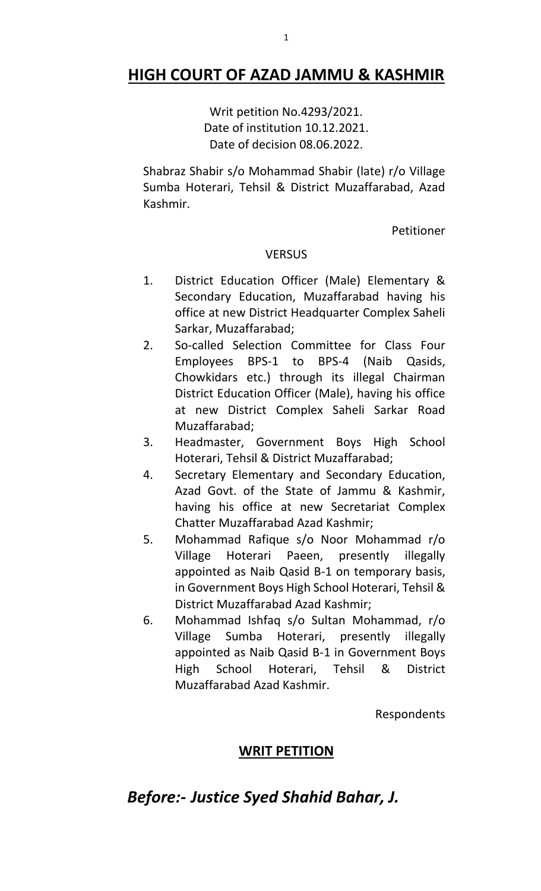# HIGH COURT OF AZAD JAMMU & KASHMIR

Writ petition No.4293/2021.
Date of institution 10.12.2021.
Date of decision 08.06.2022.

Shabraz Shabir s/o Mohammad Shabir (late) r/o Village Sumba Hoterari, Tehsil & District Muzaffarabad, Azad Kashmir.

Petitioner

VERSUS

1. District Education Officer (Male) Elementary & Secondary Education, Muzaffarabad having his office at new District Headquarter Complex Saheli Sarkar, Muzaffarabad;
2. So-called Selection Committee for Class Four Employees BPS-1 to BPS-4 (Naib Qasids, Chowkidars etc.) through its illegal Chairman District Education Officer (Male), having his office at new District Complex Saheli Sarkar Road Muzaffarabad;
3. Headmaster, Government Boys High School Hoterari, Tehsil & District Muzaffarabad;
4. Secretary Elementary and Secondary Education, Azad Govt. of the State of Jammu & Kashmir, having his office at new Secretariat Complex Chatter Muzaffarabad Azad Kashmir;
5. Mohammad Rafique s/o Noor Mohammad r/o Village Hoterari Paeen, presently illegally appointed as Naib Qasid B-1 on temporary basis, in Government Boys High School Hoterari, Tehsil & District Muzaffarabad Azad Kashmir;
6. Mohammad Ishfaq s/o Sultan Mohammad, r/o Village Sumba Hoterari, presently illegally appointed as Naib Qasid B-1 in Government Boys High School Hoterari, Tehsil & District Muzaffarabad Azad Kashmir.

Respondents

## WRIT PETITION

## *Before:- Justice Syed Shahid Bahar, J.*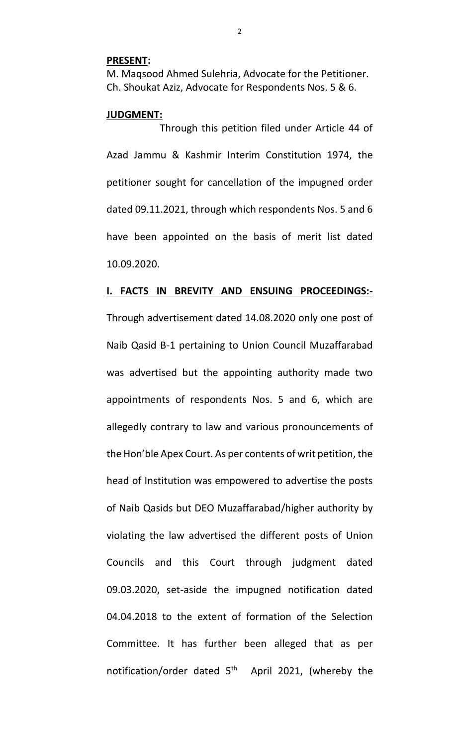**PRESENT:**

M. Maqsood Ahmed Sulehria, Advocate for the Petitioner.
Ch. Shoukat Aziz, Advocate for Respondents Nos. 5 & 6.

**JUDGMENT:**

Through this petition filed under Article 44 of Azad Jammu & Kashmir Interim Constitution 1974, the petitioner sought for cancellation of the impugned order dated 09.11.2021, through which respondents Nos. 5 and 6 have been appointed on the basis of merit list dated 10.09.2020.

**I. FACTS IN BREVITY AND ENSUING PROCEEDINGS:-**

Through advertisement dated 14.08.2020 only one post of Naib Qasid B-1 pertaining to Union Council Muzaffarabad was advertised but the appointing authority made two appointments of respondents Nos. 5 and 6, which are allegedly contrary to law and various pronouncements of the Hon'ble Apex Court. As per contents of writ petition, the head of Institution was empowered to advertise the posts of Naib Qasids but DEO Muzaffarabad/higher authority by violating the law advertised the different posts of Union Councils and this Court through judgment dated 09.03.2020, set-aside the impugned notification dated 04.04.2018 to the extent of formation of the Selection Committee. It has further been alleged that as per notification/order dated 5th April 2021, (whereby the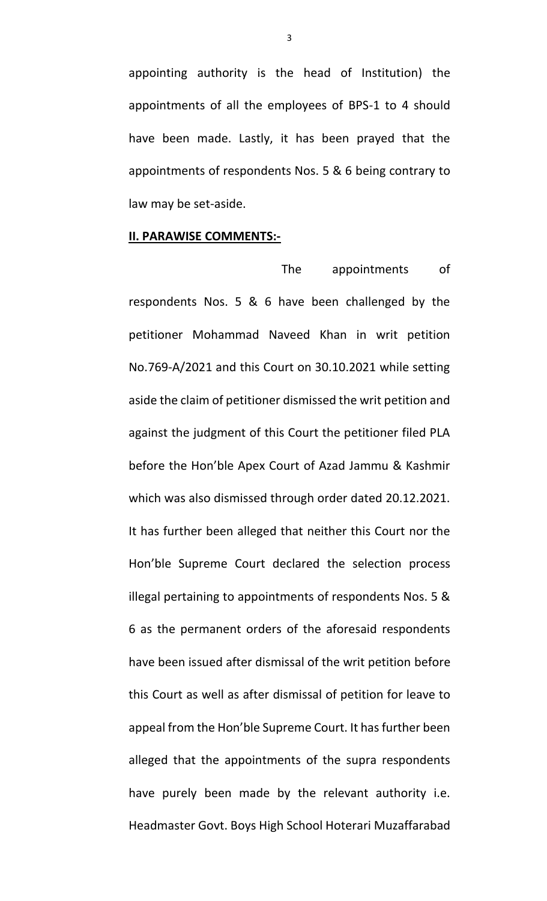appointing authority is the head of Institution) the appointments of all the employees of BPS-1 to 4 should have been made. Lastly, it has been prayed that the appointments of respondents Nos. 5 & 6 being contrary to law may be set-aside.

**II. PARAWISE COMMENTS:-**

The appointments of respondents Nos. 5 & 6 have been challenged by the petitioner Mohammad Naveed Khan in writ petition No.769-A/2021 and this Court on 30.10.2021 while setting aside the claim of petitioner dismissed the writ petition and against the judgment of this Court the petitioner filed PLA before the Hon'ble Apex Court of Azad Jammu & Kashmir which was also dismissed through order dated 20.12.2021. It has further been alleged that neither this Court nor the Hon'ble Supreme Court declared the selection process illegal pertaining to appointments of respondents Nos. 5 & 6 as the permanent orders of the aforesaid respondents have been issued after dismissal of the writ petition before this Court as well as after dismissal of petition for leave to appeal from the Hon'ble Supreme Court. It has further been alleged that the appointments of the supra respondents have purely been made by the relevant authority i.e. Headmaster Govt. Boys High School Hoterari Muzaffarabad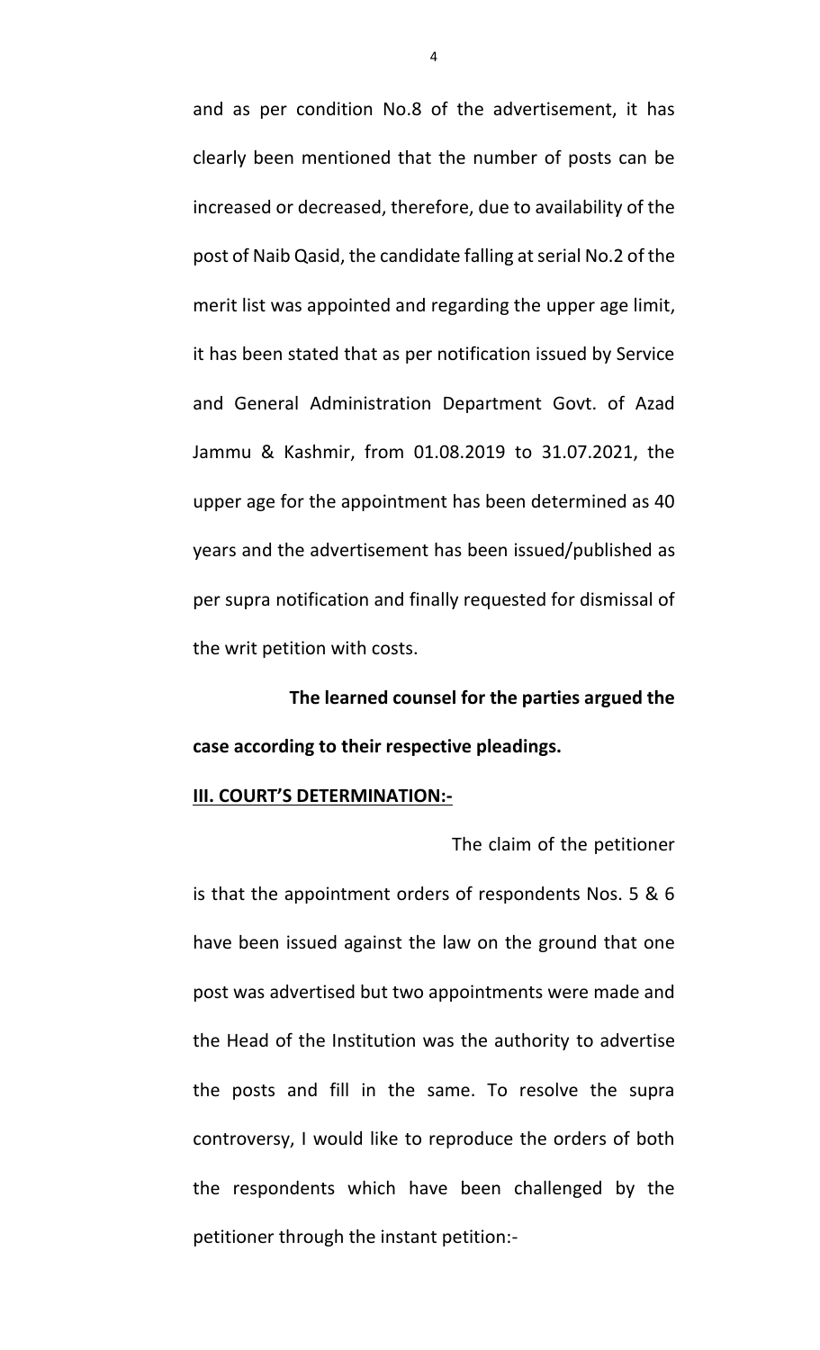and as per condition No.8 of the advertisement, it has clearly been mentioned that the number of posts can be increased or decreased, therefore, due to availability of the post of Naib Qasid, the candidate falling at serial No.2 of the merit list was appointed and regarding the upper age limit, it has been stated that as per notification issued by Service and General Administration Department Govt. of Azad Jammu & Kashmir, from 01.08.2019 to 31.07.2021, the upper age for the appointment has been determined as 40 years and the advertisement has been issued/published as per supra notification and finally requested for dismissal of the writ petition with costs.

**The learned counsel for the parties argued the case according to their respective pleadings.**

**III. COURT'S DETERMINATION:-**

The claim of the petitioner is that the appointment orders of respondents Nos. 5 & 6 have been issued against the law on the ground that one post was advertised but two appointments were made and the Head of the Institution was the authority to advertise the posts and fill in the same. To resolve the supra controversy, I would like to reproduce the orders of both the respondents which have been challenged by the petitioner through the instant petition:-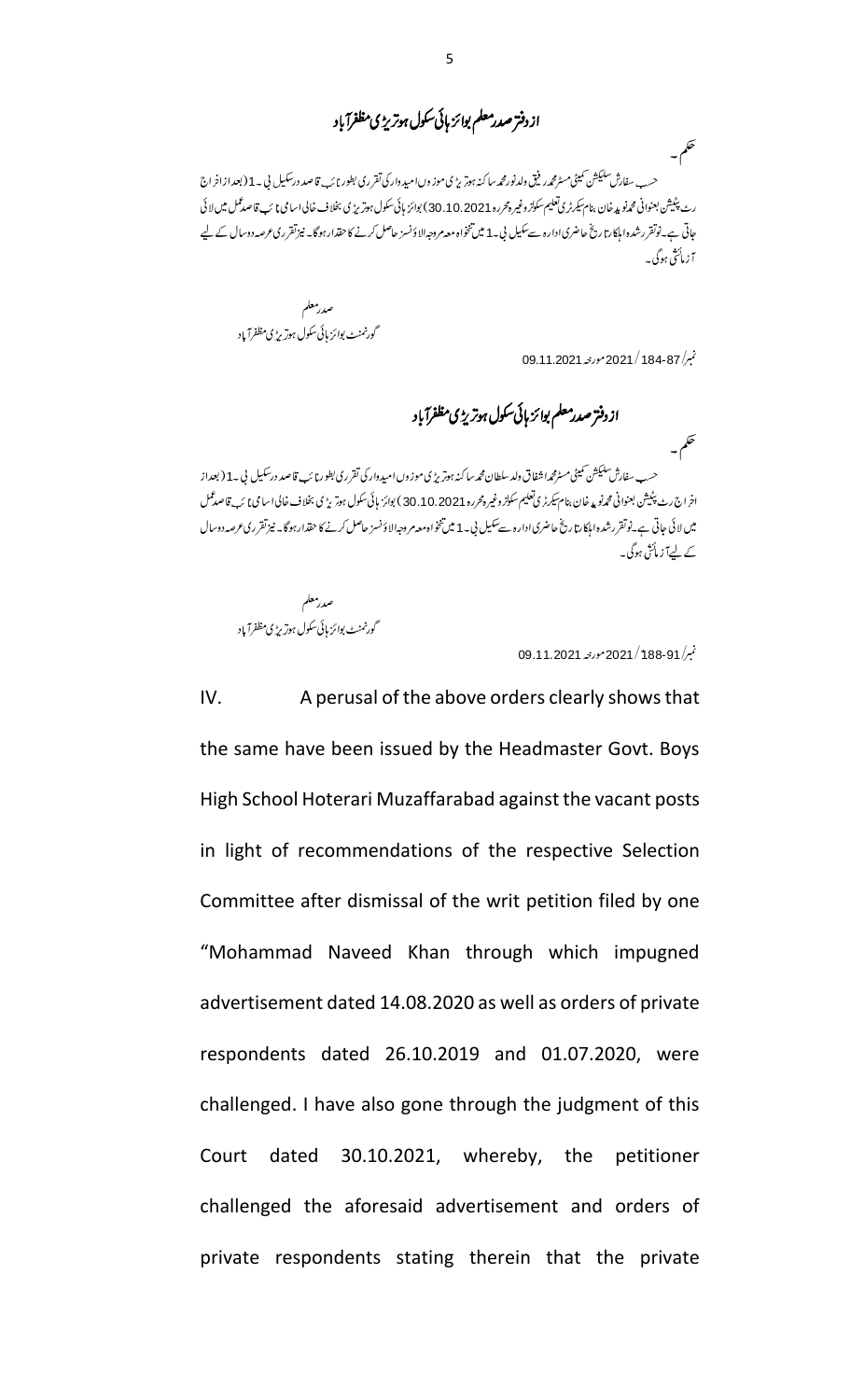## ازدفتر صدر معلم بوائز ہائی سکول ہوتریڑی مظفرآباد

حکم۔

حسب سفارش سلیکشن کمیٹی مسٹر محمد رفیق ولد نور محمد ساکنہ ہوتریڑی موزوں امیدوار کی تقرری بطور نائب قاصد درسکیل بی۔1 (بعد از اخراج رٹ پٹیشن بعنوانی محمد نوید خان بنام سیکرٹری تعلیم سکولز وغیرہ محررہ 30.10.2021) بوائز ہائی سکول ہوتریڑی بخلاف خالی اسامی نائب قاصد عمل میں لائی جاتی ہے۔ نو تقرر شدہ اہلکار تاریخ حاضری ادارہ سے سکیل بی۔1 میں تنخواہ معہ مروجہ الاؤنسز حاصل کرنے کا حقدار ہوگا۔ نیز تقرری عرصہ دو سال کے لیے آزمائشی ہوگی۔

صدر معلم
گورنمنٹ بوائز ہائی سکول ہوتریڑی مظفرآباد

نمبر/184-87/2021 مورخہ 09.11.2021

## ازدفتر صدر معلم بوائز ہائی سکول ہوتریڑی مظفرآباد

حکم۔

حسب سفارش سلیکشن کمیٹی مسٹر محمد اشفاق ولد سلطان محمد ساکنہ ہوتریڑی موزوں امیدوار کی تقرری بطور نائب قاصد درسکیل بی۔1 (بعد از اخراج رٹ پٹیشن بعنوانی محمد نوید خان بنام سیکرٹری تعلیم سکولز وغیرہ محررہ 30.10.2021) بوائز ہائی سکول ہوتریڑی بخلاف خالی اسامی نائب قاصد عمل میں لائی جاتی ہے۔ نو تقرر شدہ اہلکار تاریخ حاضری ادارہ سے سکیل بی۔1 میں تنخواہ معہ مروجہ الاؤنسز حاصل کرنے کا حقدار ہوگا۔ نیز تقرری عرصہ دو سال کے لیے آزمائشی ہوگی۔

صدر معلم
گورنمنٹ بوائز ہائی سکول ہوتریڑی مظفرآباد

نمبر/188-91/2021 مورخہ 09.11.2021

IV. A perusal of the above orders clearly shows that the same have been issued by the Headmaster Govt. Boys High School Hoterari Muzaffarabad against the vacant posts in light of recommendations of the respective Selection Committee after dismissal of the writ petition filed by one "Mohammad Naveed Khan through which impugned advertisement dated 14.08.2020 as well as orders of private respondents dated 26.10.2019 and 01.07.2020, were challenged. I have also gone through the judgment of this Court dated 30.10.2021, whereby, the petitioner challenged the aforesaid advertisement and orders of private respondents stating therein that the private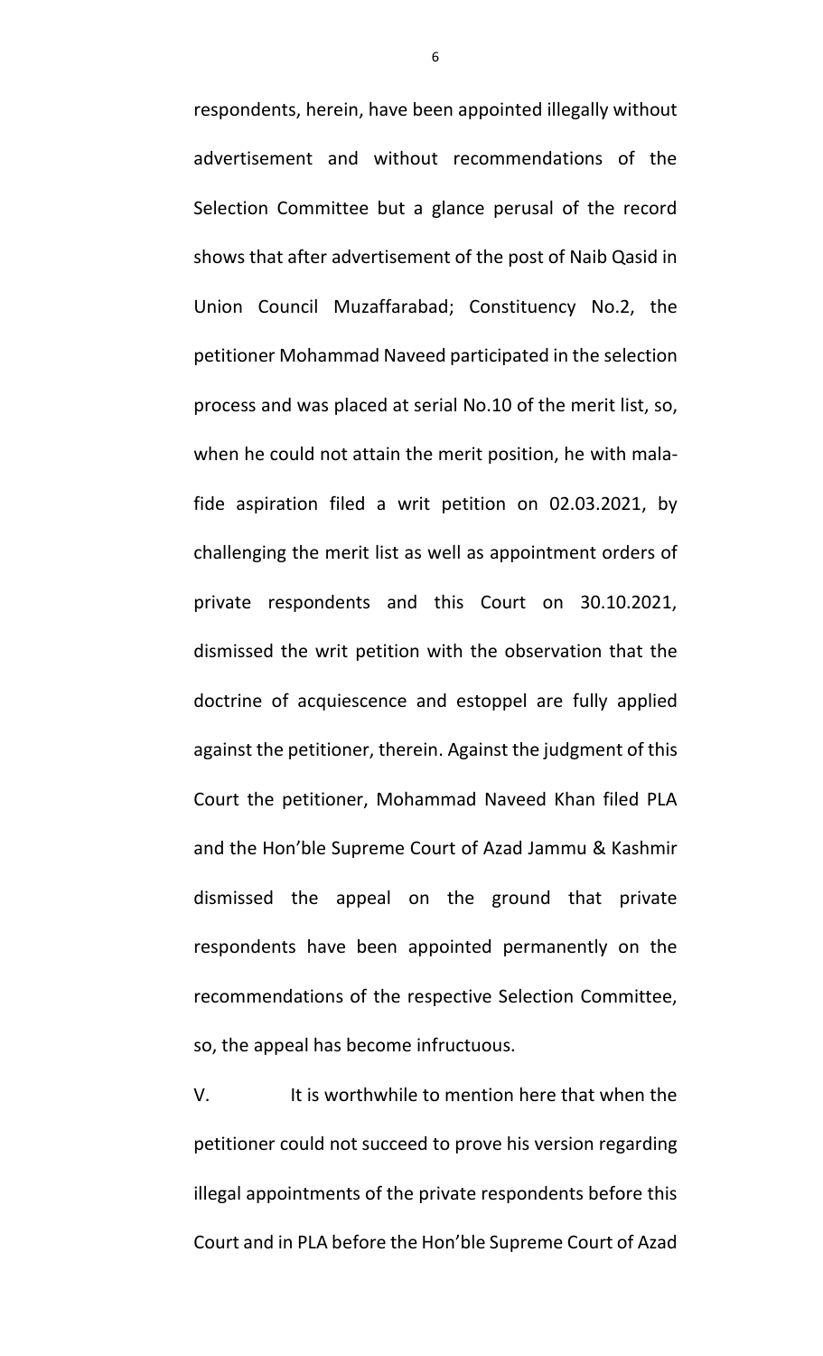respondents, herein, have been appointed illegally without advertisement and without recommendations of the Selection Committee but a glance perusal of the record shows that after advertisement of the post of Naib Qasid in Union Council Muzaffarabad; Constituency No.2, the petitioner Mohammad Naveed participated in the selection process and was placed at serial No.10 of the merit list, so, when he could not attain the merit position, he with mala-fide aspiration filed a writ petition on 02.03.2021, by challenging the merit list as well as appointment orders of private respondents and this Court on 30.10.2021, dismissed the writ petition with the observation that the doctrine of acquiescence and estoppel are fully applied against the petitioner, therein. Against the judgment of this Court the petitioner, Mohammad Naveed Khan filed PLA and the Hon'ble Supreme Court of Azad Jammu & Kashmir dismissed the appeal on the ground that private respondents have been appointed permanently on the recommendations of the respective Selection Committee, so, the appeal has become infructuous.

V. It is worthwhile to mention here that when the petitioner could not succeed to prove his version regarding illegal appointments of the private respondents before this Court and in PLA before the Hon'ble Supreme Court of Azad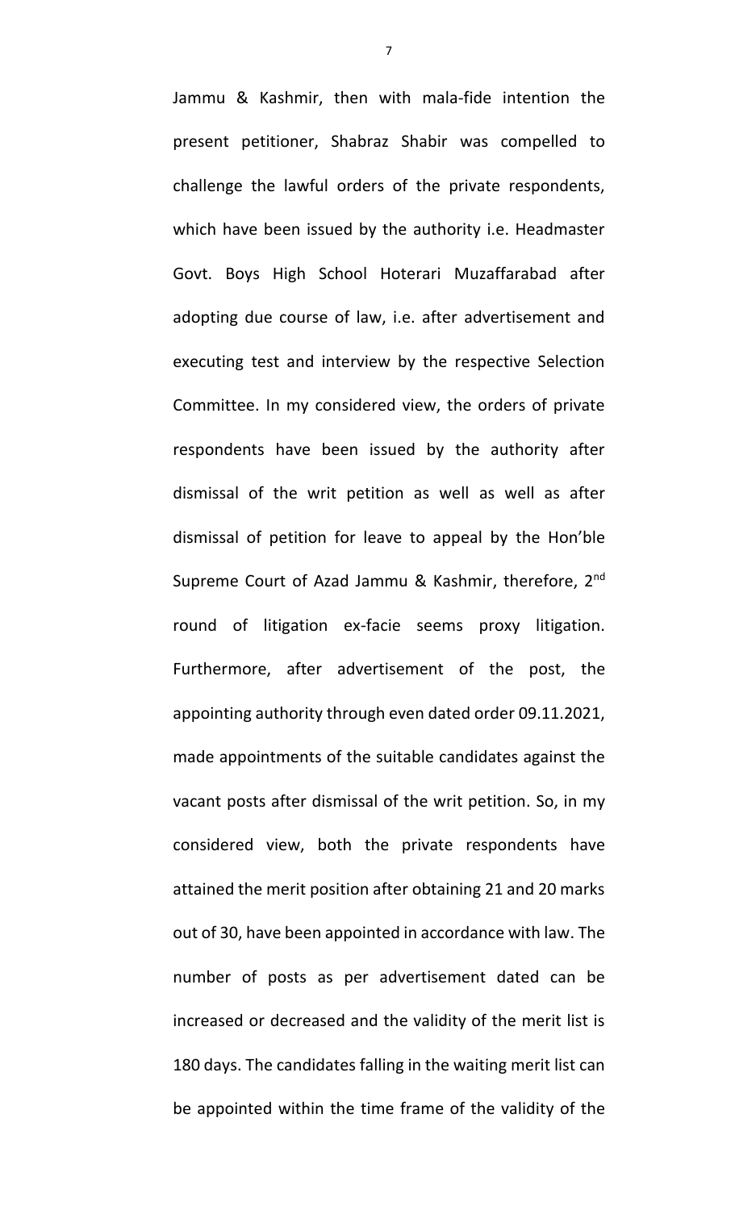Jammu & Kashmir, then with mala-fide intention the present petitioner, Shabraz Shabir was compelled to challenge the lawful orders of the private respondents, which have been issued by the authority i.e. Headmaster Govt. Boys High School Hoterari Muzaffarabad after adopting due course of law, i.e. after advertisement and executing test and interview by the respective Selection Committee. In my considered view, the orders of private respondents have been issued by the authority after dismissal of the writ petition as well as well as after dismissal of petition for leave to appeal by the Hon'ble Supreme Court of Azad Jammu & Kashmir, therefore, 2nd round of litigation ex-facie seems proxy litigation. Furthermore, after advertisement of the post, the appointing authority through even dated order 09.11.2021, made appointments of the suitable candidates against the vacant posts after dismissal of the writ petition. So, in my considered view, both the private respondents have attained the merit position after obtaining 21 and 20 marks out of 30, have been appointed in accordance with law. The number of posts as per advertisement dated can be increased or decreased and the validity of the merit list is 180 days. The candidates falling in the waiting merit list can be appointed within the time frame of the validity of the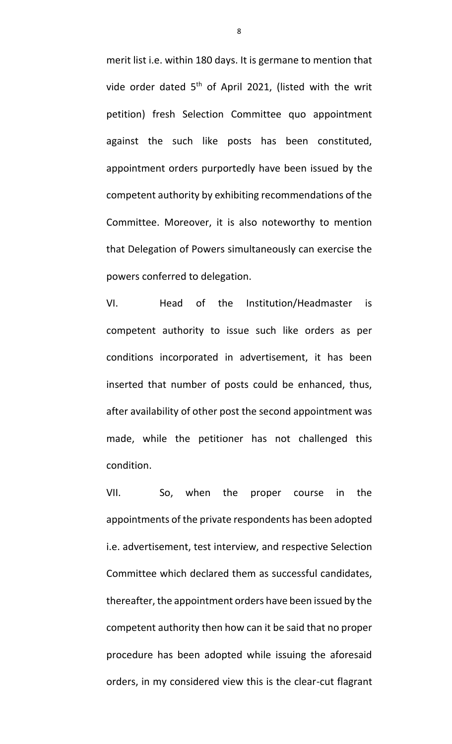merit list i.e. within 180 days. It is germane to mention that vide order dated 5th of April 2021, (listed with the writ petition) fresh Selection Committee quo appointment against the such like posts has been constituted, appointment orders purportedly have been issued by the competent authority by exhibiting recommendations of the Committee. Moreover, it is also noteworthy to mention that Delegation of Powers simultaneously can exercise the powers conferred to delegation.

VI. Head of the Institution/Headmaster is competent authority to issue such like orders as per conditions incorporated in advertisement, it has been inserted that number of posts could be enhanced, thus, after availability of other post the second appointment was made, while the petitioner has not challenged this condition.

VII. So, when the proper course in the appointments of the private respondents has been adopted i.e. advertisement, test interview, and respective Selection Committee which declared them as successful candidates, thereafter, the appointment orders have been issued by the competent authority then how can it be said that no proper procedure has been adopted while issuing the aforesaid orders, in my considered view this is the clear-cut flagrant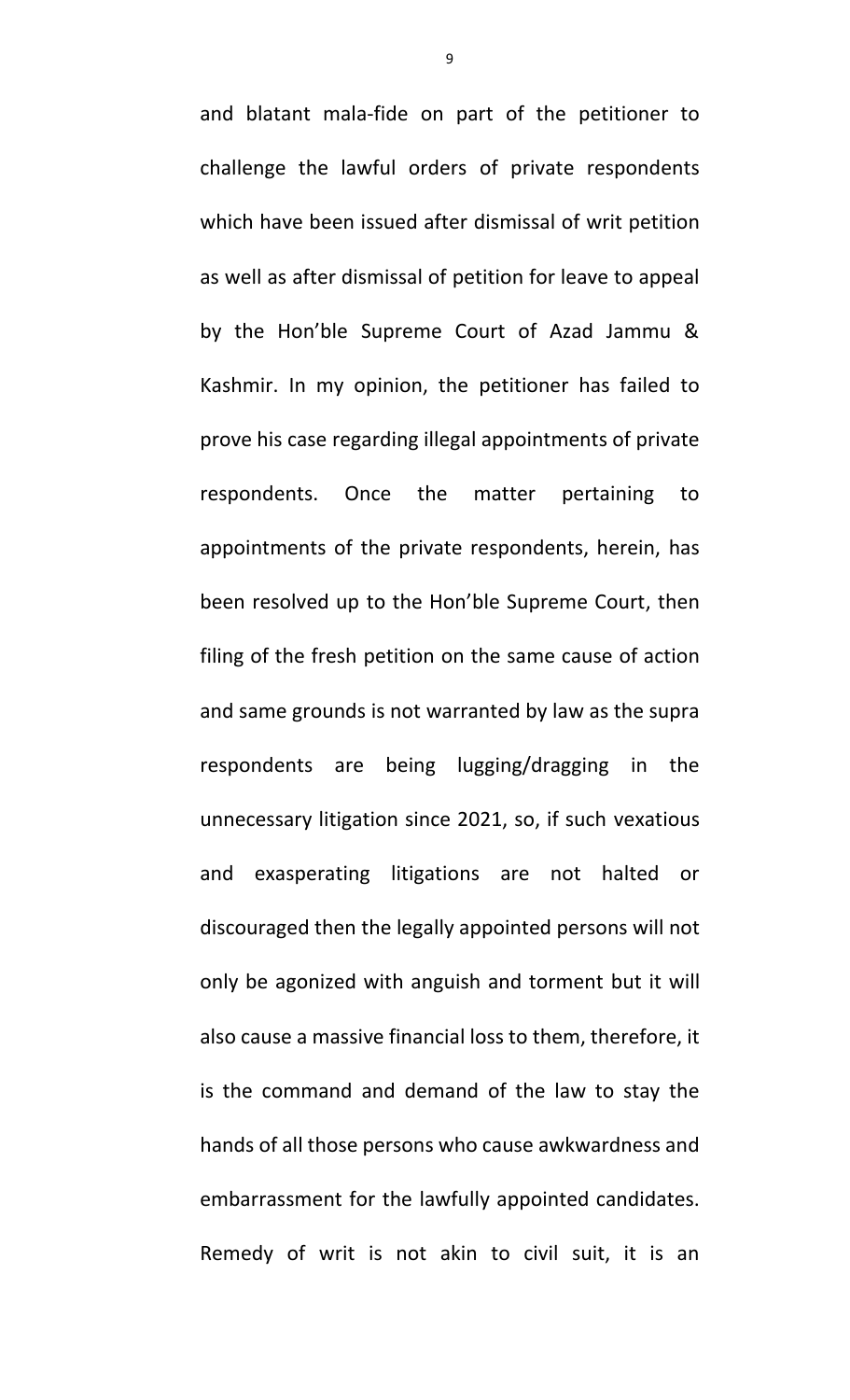and blatant mala-fide on part of the petitioner to challenge the lawful orders of private respondents which have been issued after dismissal of writ petition as well as after dismissal of petition for leave to appeal by the Hon'ble Supreme Court of Azad Jammu & Kashmir. In my opinion, the petitioner has failed to prove his case regarding illegal appointments of private respondents. Once the matter pertaining to appointments of the private respondents, herein, has been resolved up to the Hon'ble Supreme Court, then filing of the fresh petition on the same cause of action and same grounds is not warranted by law as the supra respondents are being lugging/dragging in the unnecessary litigation since 2021, so, if such vexatious and exasperating litigations are not halted or discouraged then the legally appointed persons will not only be agonized with anguish and torment but it will also cause a massive financial loss to them, therefore, it is the command and demand of the law to stay the hands of all those persons who cause awkwardness and embarrassment for the lawfully appointed candidates. Remedy of writ is not akin to civil suit, it is an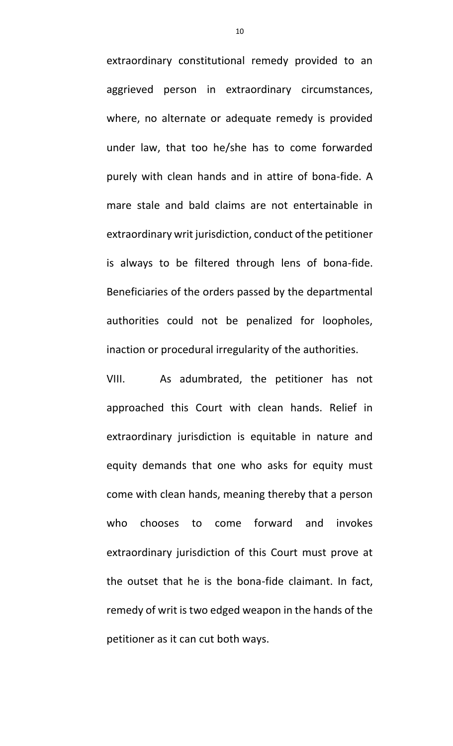extraordinary constitutional remedy provided to an aggrieved person in extraordinary circumstances, where, no alternate or adequate remedy is provided under law, that too he/she has to come forwarded purely with clean hands and in attire of bona-fide. A mare stale and bald claims are not entertainable in extraordinary writ jurisdiction, conduct of the petitioner is always to be filtered through lens of bona-fide. Beneficiaries of the orders passed by the departmental authorities could not be penalized for loopholes, inaction or procedural irregularity of the authorities.

VIII. As adumbrated, the petitioner has not approached this Court with clean hands. Relief in extraordinary jurisdiction is equitable in nature and equity demands that one who asks for equity must come with clean hands, meaning thereby that a person who chooses to come forward and invokes extraordinary jurisdiction of this Court must prove at the outset that he is the bona-fide claimant. In fact, remedy of writ is two edged weapon in the hands of the petitioner as it can cut both ways.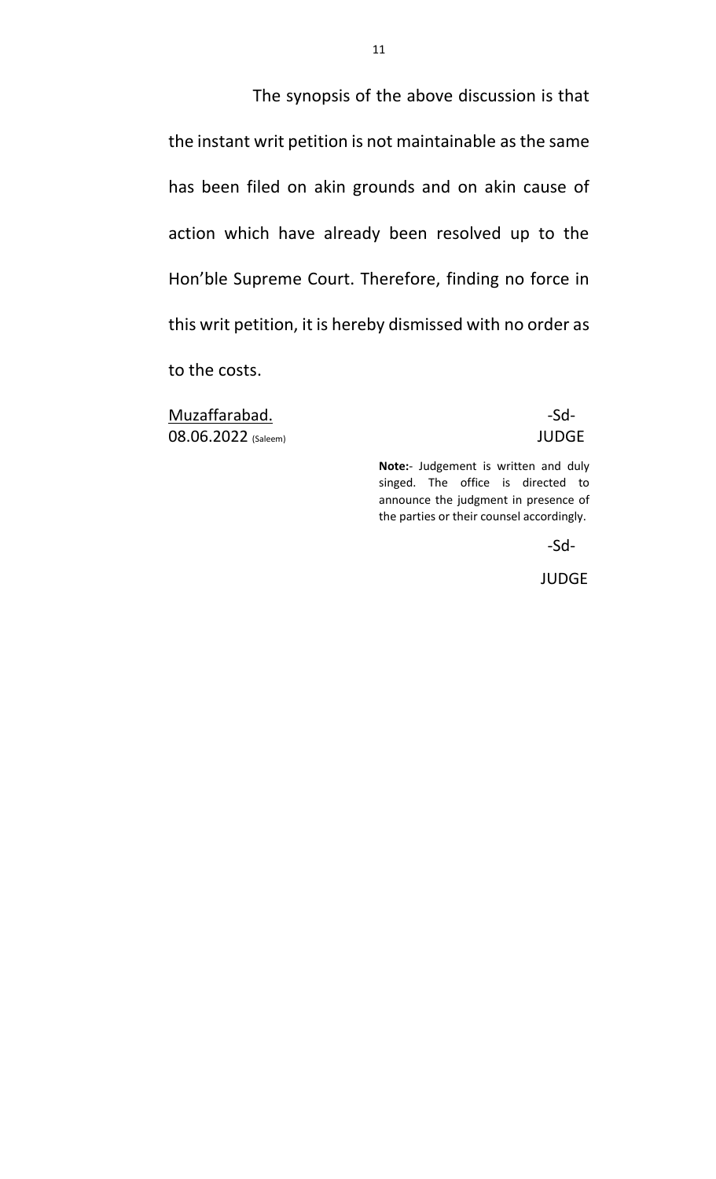The synopsis of the above discussion is that the instant writ petition is not maintainable as the same has been filed on akin grounds and on akin cause of action which have already been resolved up to the Hon'ble Supreme Court. Therefore, finding no force in this writ petition, it is hereby dismissed with no order as to the costs.

Muzaffarabad. -Sd-
08.06.2022 (Saleem) JUDGE

**Note:**- Judgement is written and duly singed. The office is directed to announce the judgment in presence of the parties or their counsel accordingly.

-Sd-

JUDGE